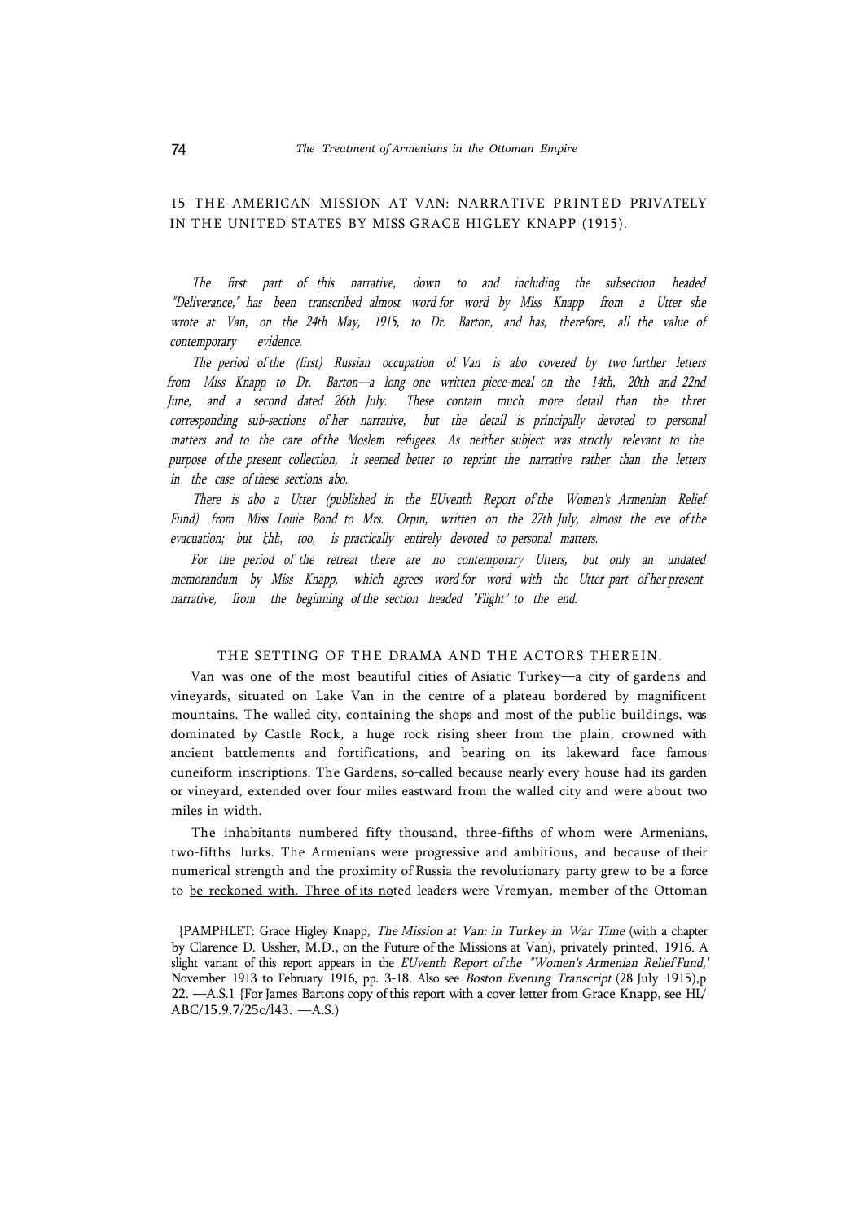## 15 THE AMERICAN MISSION AT VAN: NARRATIVE PRINTED PRIVATELY IN THE UNITED STATES BY MISS GRACE HIGLEY KNAPP (1915).

*The first part of this narrative, down to and including the subsection headed "Deliverance," has been transcribed almost word for word by Miss Knapp from a Utter she wrote at Van, on the 24th May, 1915, to Dr. Barton, and has, therefore, all the value of contemporary evidence.*

*The period of the (first) Russian occupation of Van is abo covered by two further letters from Miss Knapp to Dr. Barton—a long one written piece-meal on the 14th, 20th and 22nd June, and a second dated 26th July. These contain much more detail than the thret corresponding sub-sections of her narrative, but the detail is principally devoted to personal matters and to the care of the Moslem refugees. As neither subject was strictly relevant to the purpose of the present collection, it seemed better to reprint the narrative rather than the letters in the case of these sections abo.*

*There is abo a Utter (published in the EUventh Report of the Women's Armenian Relief Fund) from Miss Louie Bond to Mrs. Orpin, written on the 27th July, almost the eve of the evacuation; but thk, too, is practically entirely devoted to personal matters.*

*For the period of the retreat there are no contemporary Utters, but only an undated memorandum by Miss Knapp, which agrees word for word with the Utter part of her present narrative, from the beginning of the section headed "Flight" to the end.*

### THE SETTING OF THE DRAMA AND THE ACTORS THEREIN.

Van was one of the most beautiful cities of Asiatic Turkey—a city of gardens and vineyards, situated on Lake Van in the centre of a plateau bordered by magnificent mountains. The walled city, containing the shops and most of the public buildings, was dominated by Castle Rock, a huge rock rising sheer from the plain, crowned with ancient battlements and fortifications, and bearing on its lakeward face famous cuneiform inscriptions. The Gardens, so-called because nearly every house had its garden or vineyard, extended over four miles eastward from the walled city and were about two miles in width.

The inhabitants numbered fifty thousand, three-fifths of whom were Armenians, two-fifths lurks. The Armenians were progressive and ambitious, and because of their numerical strength and the proximity of Russia the revolutionary party grew to be a force to be reckoned with. Three of its noted leaders were Vremyan, member of the Ottoman

{PAMPHLET: Grace Higley Knapp, *The Mission at Van: in Turkey in War Time* (with a chapter by Clarence D. Ussher, M.D., on the Future of the Missions at Van), privately printed, 1916. A slight variant of this report appears in the *EUventh Report of the "Women's Armenian Relief Fund,'* November 1913 to February 1916, pp. 3-18. Also see *Boston Evening Transcript* (28 July 1915),p 22. —A.S.1 {For James Bartons copy of this report with a cover letter from Grace Knapp, see HL/ ABC/15.9.7/25c/143. —A.S.)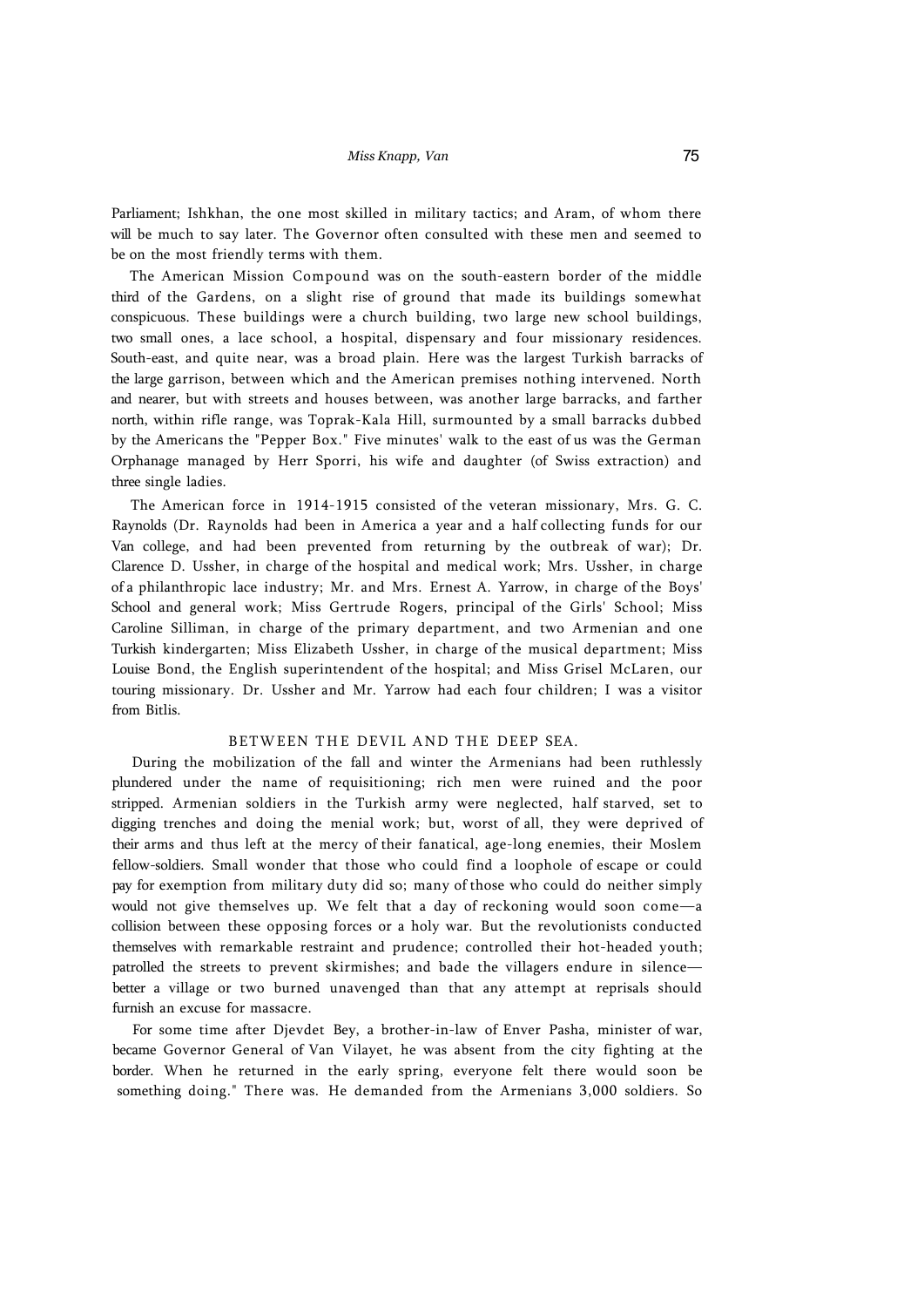Parliament; Ishkhan, the one most skilled in military tactics; and Aram, of whom there will be much to say later. The Governor often consulted with these men and seemed to be on the most friendly terms with them.

The American Mission Compound was on the south-eastern border of the middle third of the Gardens, on a slight rise of ground that made its buildings somewhat conspicuous. These buildings were a church building, two large new school buildings, two small ones, a lace school, a hospital, dispensary and four missionary residences. South-east, and quite near, was a broad plain. Here was the largest Turkish barracks of the large garrison, between which and the American premises nothing intervened. North and nearer, but with streets and houses between, was another large barracks, and farther north, within rifle range, was Toprak-Kala Hill, surmounted by a small barracks dubbed by the Americans the "Pepper Box." Five minutes' walk to the east of us was the German Orphanage managed by Herr Sporri, his wife and daughter (of Swiss extraction) and three single ladies.

The American force in 1914-1915 consisted of the veteran missionary, Mrs. G. C. Raynolds (Dr. Raynolds had been in America a year and a half collecting funds for our Van college, and had been prevented from returning by the outbreak of war); Dr. Clarence D. Ussher, in charge of the hospital and medical work; Mrs. Ussher, in charge of a philanthropic lace industry; Mr. and Mrs. Ernest A. Yarrow, in charge of the Boys' School and general work; Miss Gertrude Rogers, principal of the Girls' School; Miss Caroline Silliman, in charge of the primary department, and two Armenian and one Turkish kindergarten; Miss Elizabeth Ussher, in charge of the musical department; Miss Louise Bond, the English superintendent of the hospital; and Miss Grisel McLaren, our touring missionary. Dr. Ussher and Mr. Yarrow had each four children; I was a visitor from Bitlis.

## BETWEEN THE DEVIL AND THE DEEP SEA.

During the mobilization of the fall and winter the Armenians had been ruthlessly plundered under the name of requisitioning; rich men were ruined and the poor stripped. Armenian soldiers in the Turkish army were neglected, half starved, set to digging trenches and doing the menial work; but, worst of all, they were deprived of their arms and thus left at the mercy of their fanatical, age-long enemies, their Moslem fellow-soldiers. Small wonder that those who could find a loophole of escape or could pay for exemption from military duty did so; many of those who could do neither simply would not give themselves up. We felt that a day of reckoning would soon come—a collision between these opposing forces or a holy war. But the revolutionists conducted themselves with remarkable restraint and prudence; controlled their hot-headed youth; patrolled the streets to prevent skirmishes; and bade the villagers endure in silence—better a village or two burned unavenged than that any attempt at reprisals should furnish an excuse for massacre.

For some time after Djevdet Bey, a brother-in-law of Enver Pasha, minister of war, became Governor General of Van Vilayet, he was absent from the city fighting at the border. When he returned in the early spring, everyone felt there would soon be something doing." There was. He demanded from the Armenians 3,000 soldiers. So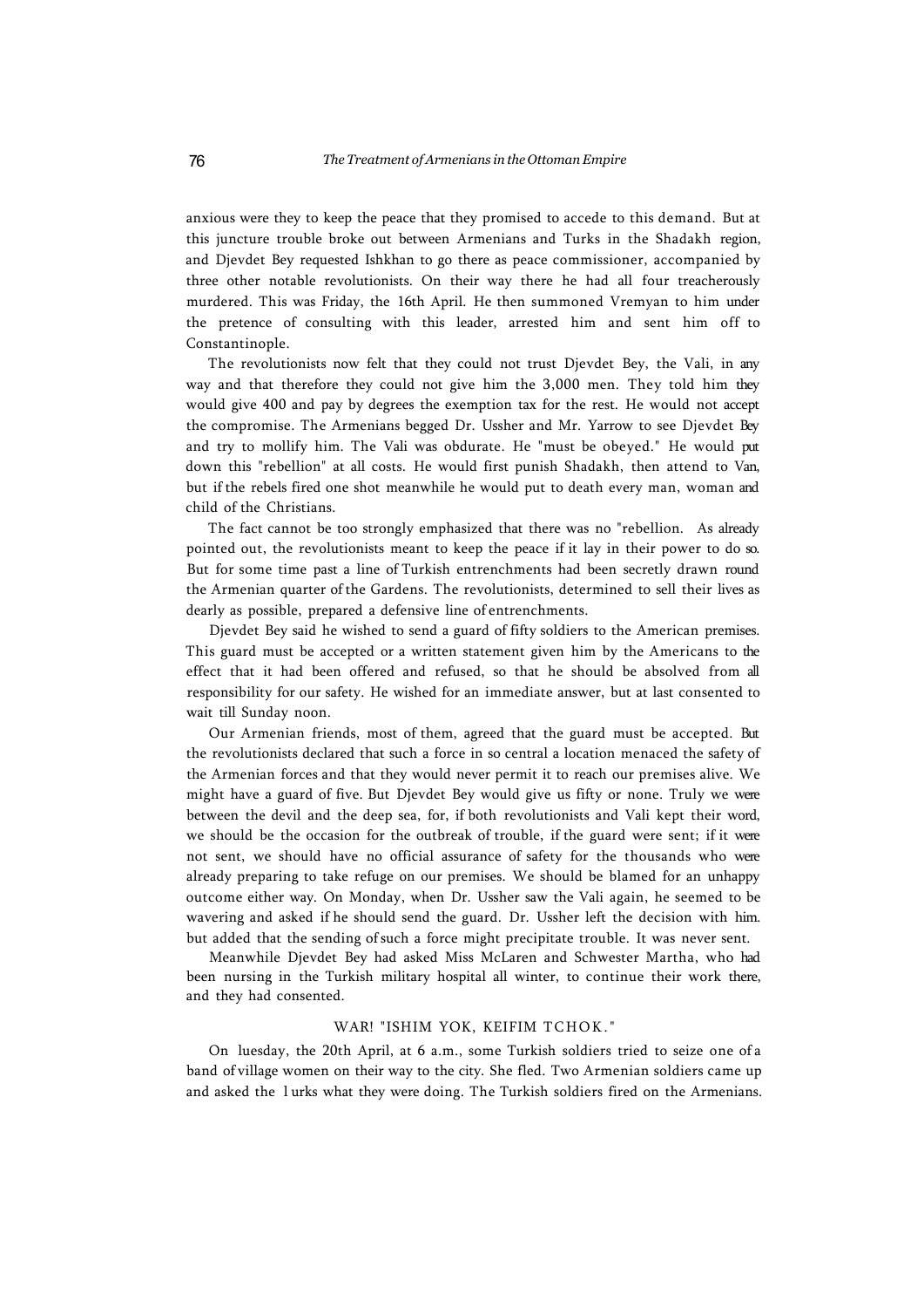anxious were they to keep the peace that they promised to accede to this demand. But at this juncture trouble broke out between Armenians and Turks in the Shadakh region, and Djevdet Bey requested Ishkhan to go there as peace commissioner, accompanied by three other notable revolutionists. On their way there he had all four treacherously murdered. This was Friday, the 16th April. He then summoned Vremyan to him under the pretence of consulting with this leader, arrested him and sent him off to Constantinople.

The revolutionists now felt that they could not trust Djevdet Bey, the Vali, in any way and that therefore they could not give him the 3,000 men. They told him they would give 400 and pay by degrees the exemption tax for the rest. He would not accept the compromise. The Armenians begged Dr. Ussher and Mr. Yarrow to see Djevdet Bey and try to mollify him. The Vali was obdurate. He "must be obeyed." He would put down this "rebellion" at all costs. He would first punish Shadakh, then attend to Van, but if the rebels fired one shot meanwhile he would put to death every man, woman and child of the Christians.

The fact cannot be too strongly emphasized that there was no "rebellion. As already pointed out, the revolutionists meant to keep the peace if it lay in their power to do so. But for some time past a line of Turkish entrenchments had been secretly drawn round the Armenian quarter of the Gardens. The revolutionists, determined to sell their lives as dearly as possible, prepared a defensive line of entrenchments.

Djevdet Bey said he wished to send a guard of fifty soldiers to the American premises. This guard must be accepted or a written statement given him by the Americans to the effect that it had been offered and refused, so that he should be absolved from all responsibility for our safety. He wished for an immediate answer, but at last consented to wait till Sunday noon.

Our Armenian friends, most of them, agreed that the guard must be accepted. But the revolutionists declared that such a force in so central a location menaced the safety of the Armenian forces and that they would never permit it to reach our premises alive. We might have a guard of five. But Djevdet Bey would give us fifty or none. Truly we were between the devil and the deep sea, for, if both revolutionists and Vali kept their word, we should be the occasion for the outbreak of trouble, if the guard were sent; if it were not sent, we should have no official assurance of safety for the thousands who were already preparing to take refuge on our premises. We should be blamed for an unhappy outcome either way. On Monday, when Dr. Ussher saw the Vali again, he seemed to be wavering and asked if he should send the guard. Dr. Ussher left the decision with him. but added that the sending of such a force might precipitate trouble. It was never sent.

Meanwhile Djevdet Bey had asked Miss McLaren and Schwester Martha, who had been nursing in the Turkish military hospital all winter, to continue their work there, and they had consented.

## WAR! "ISHIM YOK, KEIFIM TCHOK."

On luesday, the 20th April, at 6 a.m., some Turkish soldiers tried to seize one of a band of village women on their way to the city. She fled. Two Armenian soldiers came up and asked the l urks what they were doing. The Turkish soldiers fired on the Armenians.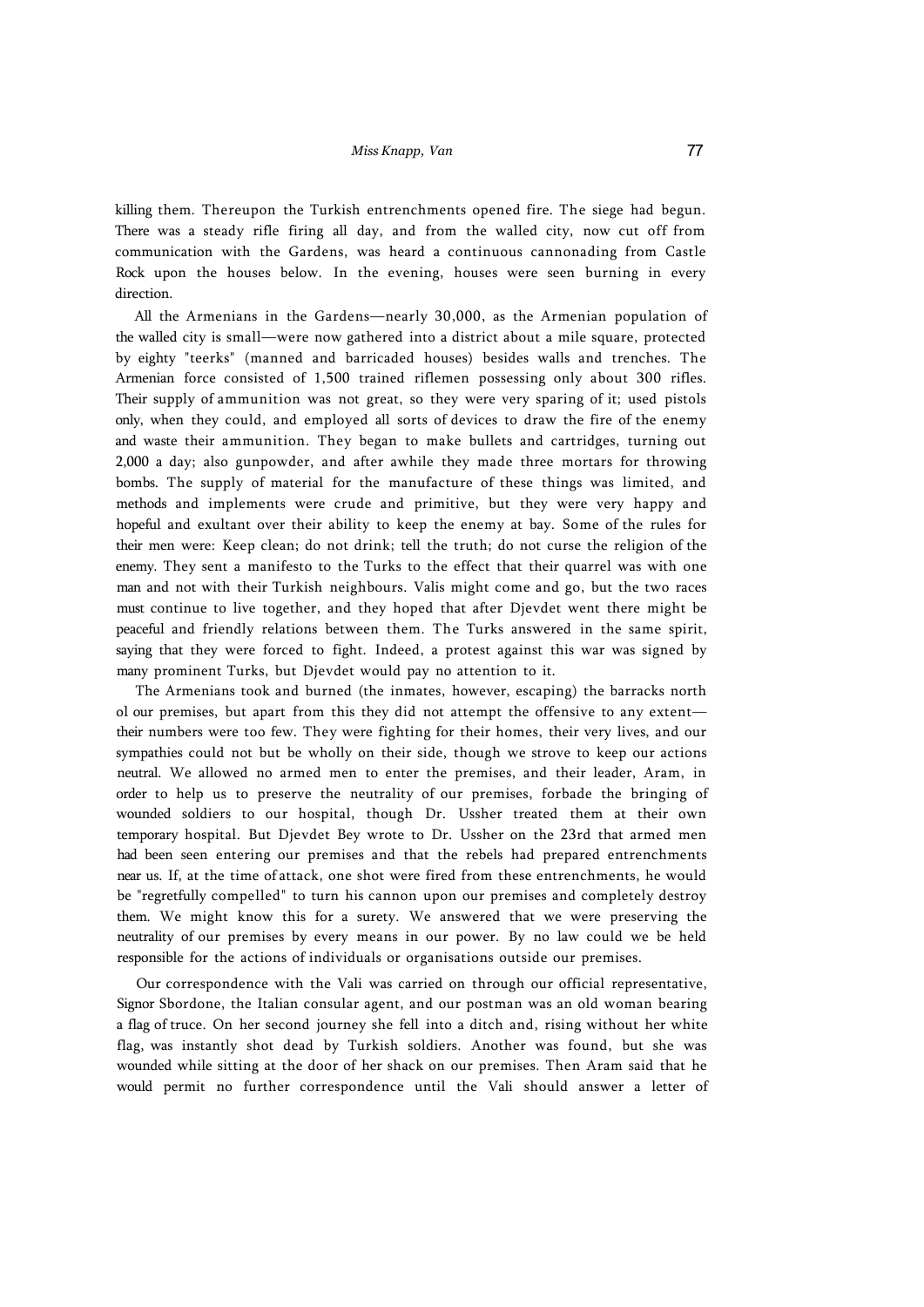killing them. Thereupon the Turkish entrenchments opened fire. The siege had begun. There was a steady rifle firing all day, and from the walled city, now cut off from communication with the Gardens, was heard a continuous cannonading from Castle Rock upon the houses below. In the evening, houses were seen burning in every direction.

All the Armenians in the Gardens—nearly 30,000, as the Armenian population of the walled city is small—were now gathered into a district about a mile square, protected by eighty "teerks" (manned and barricaded houses) besides walls and trenches. The Armenian force consisted of 1,500 trained riflemen possessing only about 300 rifles. Their supply of ammunition was not great, so they were very sparing of it; used pistols only, when they could, and employed all sorts of devices to draw the fire of the enemy and waste their ammunition. They began to make bullets and cartridges, turning out 2,000 a day; also gunpowder, and after awhile they made three mortars for throwing bombs. The supply of material for the manufacture of these things was limited, and methods and implements were crude and primitive, but they were very happy and hopeful and exultant over their ability to keep the enemy at bay. Some of the rules for their men were: Keep clean; do not drink; tell the truth; do not curse the religion of the enemy. They sent a manifesto to the Turks to the effect that their quarrel was with one man and not with their Turkish neighbours. Valis might come and go, but the two races must continue to live together, and they hoped that after Djevdet went there might be peaceful and friendly relations between them. The Turks answered in the same spirit, saying that they were forced to fight. Indeed, a protest against this war was signed by many prominent Turks, but Djevdet would pay no attention to it.

The Armenians took and burned (the inmates, however, escaping) the barracks north ol our premises, but apart from this they did not attempt the offensive to any extent—their numbers were too few. They were fighting for their homes, their very lives, and our sympathies could not but be wholly on their side, though we strove to keep our actions neutral. We allowed no armed men to enter the premises, and their leader, Aram, in order to help us to preserve the neutrality of our premises, forbade the bringing of wounded soldiers to our hospital, though Dr. Ussher treated them at their own temporary hospital. But Djevdet Bey wrote to Dr. Ussher on the 23rd that armed men had been seen entering our premises and that the rebels had prepared entrenchments near us. If, at the time of attack, one shot were fired from these entrenchments, he would be "regretfully compelled" to turn his cannon upon our premises and completely destroy them. We might know this for a surety. We answered that we were preserving the neutrality of our premises by every means in our power. By no law could we be held responsible for the actions of individuals or organisations outside our premises.

Our correspondence with the Vali was carried on through our official representative, Signor Sbordone, the Italian consular agent, and our postman was an old woman bearing a flag of truce. On her second journey she fell into a ditch and, rising without her white flag, was instantly shot dead by Turkish soldiers. Another was found, but she was wounded while sitting at the door of her shack on our premises. Then Aram said that he would permit no further correspondence until the Vali should answer a letter of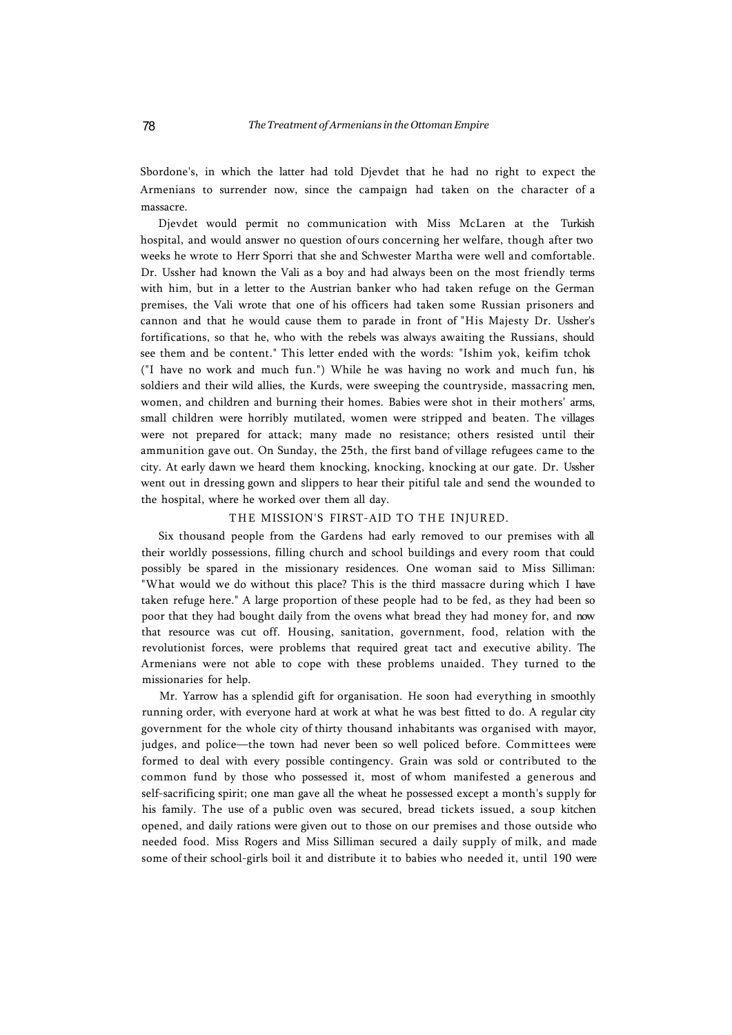Sbordone's, in which the latter had told Djevdet that he had no right to expect the Armenians to surrender now, since the campaign had taken on the character of a massacre.

Djevdet would permit no communication with Miss McLaren at the Turkish hospital, and would answer no question of ours concerning her welfare, though after two weeks he wrote to Herr Sporri that she and Schwester Martha were well and comfortable. Dr. Ussher had known the Vali as a boy and had always been on the most friendly terms with him, but in a letter to the Austrian banker who had taken refuge on the German premises, the Vali wrote that one of his officers had taken some Russian prisoners and cannon and that he would cause them to parade in front of "His Majesty Dr. Ussher's fortifications, so that he, who with the rebels was always awaiting the Russians, should see them and be content." This letter ended with the words: "Ishim yok, keifim tchok ("I have no work and much fun.") While he was having no work and much fun, his soldiers and their wild allies, the Kurds, were sweeping the countryside, massacring men, women, and children and burning their homes. Babies were shot in their mothers' arms, small children were horribly mutilated, women were stripped and beaten. The villages were not prepared for attack; many made no resistance; others resisted until their ammunition gave out. On Sunday, the 25th, the first band of village refugees came to the city. At early dawn we heard them knocking, knocking, knocking at our gate. Dr. Ussher went out in dressing gown and slippers to hear their pitiful tale and send the wounded to the hospital, where he worked over them all day.

## THE MISSION'S FIRST-AID TO THE INJURED.

Six thousand people from the Gardens had early removed to our premises with all their worldly possessions, filling church and school buildings and every room that could possibly be spared in the missionary residences. One woman said to Miss Silliman: "What would we do without this place? This is the third massacre during which I have taken refuge here." A large proportion of these people had to be fed, as they had been so poor that they had bought daily from the ovens what bread they had money for, and now that resource was cut off. Housing, sanitation, government, food, relation with the revolutionist forces, were problems that required great tact and executive ability. The Armenians were not able to cope with these problems unaided. They turned to the missionaries for help.

Mr. Yarrow has a splendid gift for organisation. He soon had everything in smoothly running order, with everyone hard at work at what he was best fitted to do. A regular city government for the whole city of thirty thousand inhabitants was organised with mayor, judges, and police—the town had never been so well policed before. Committees were formed to deal with every possible contingency. Grain was sold or contributed to the common fund by those who possessed it, most of whom manifested a generous and self-sacrificing spirit; one man gave all the wheat he possessed except a month's supply for his family. The use of a public oven was secured, bread tickets issued, a soup kitchen opened, and daily rations were given out to those on our premises and those outside who needed food. Miss Rogers and Miss Silliman secured a daily supply of milk, and made some of their school-girls boil it and distribute it to babies who needed it, until 190 were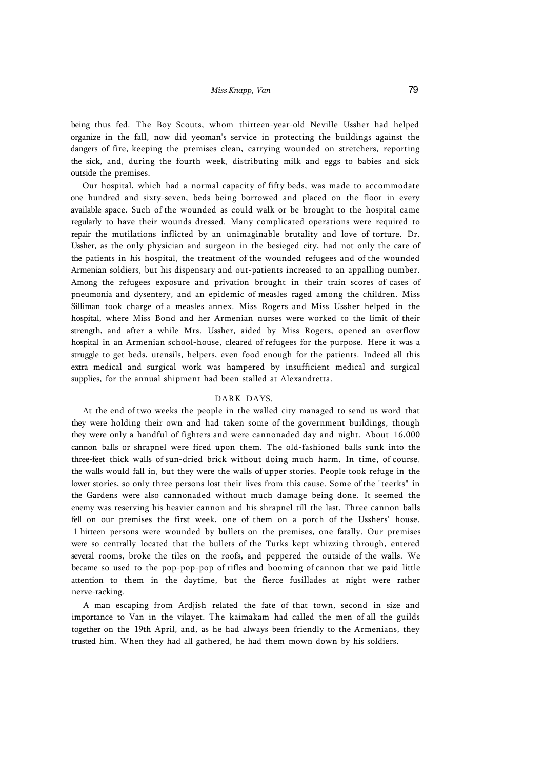being thus fed. The Boy Scouts, whom thirteen-year-old Neville Ussher had helped organize in the fall, now did yeoman's service in protecting the buildings against the dangers of fire, keeping the premises clean, carrying wounded on stretchers, reporting the sick, and, during the fourth week, distributing milk and eggs to babies and sick outside the premises.

Our hospital, which had a normal capacity of fifty beds, was made to accommodate one hundred and sixty-seven, beds being borrowed and placed on the floor in every available space. Such of the wounded as could walk or be brought to the hospital came regularly to have their wounds dressed. Many complicated operations were required to repair the mutilations inflicted by an unimaginable brutality and love of torture. Dr. Ussher, as the only physician and surgeon in the besieged city, had not only the care of the patients in his hospital, the treatment of the wounded refugees and of the wounded Armenian soldiers, but his dispensary and out-patients increased to an appalling number. Among the refugees exposure and privation brought in their train scores of cases of pneumonia and dysentery, and an epidemic of measles raged among the children. Miss Silliman took charge of a measles annex. Miss Rogers and Miss Ussher helped in the hospital, where Miss Bond and her Armenian nurses were worked to the limit of their strength, and after a while Mrs. Ussher, aided by Miss Rogers, opened an overflow hospital in an Armenian school-house, cleared of refugees for the purpose. Here it was a struggle to get beds, utensils, helpers, even food enough for the patients. Indeed all this extra medical and surgical work was hampered by insufficient medical and surgical supplies, for the annual shipment had been stalled at Alexandretta.

## DARK DAYS.

At the end of two weeks the people in the walled city managed to send us word that they were holding their own and had taken some of the government buildings, though they were only a handful of fighters and were cannonaded day and night. About 16,000 cannon balls or shrapnel were fired upon them. The old-fashioned balls sunk into the three-feet thick walls of sun-dried brick without doing much harm. In time, of course, the walls would fall in, but they were the walls of upper stories. People took refuge in the lower stories, so only three persons lost their lives from this cause. Some of the "teerks" in the Gardens were also cannonaded without much damage being done. It seemed the enemy was reserving his heavier cannon and his shrapnel till the last. Three cannon balls fell on our premises the first week, one of them on a porch of the Usshers' house. Thirteen persons were wounded by bullets on the premises, one fatally. Our premises were so centrally located that the bullets of the Turks kept whizzing through, entered several rooms, broke the tiles on the roofs, and peppered the outside of the walls. We became so used to the pop-pop-pop of rifles and booming of cannon that we paid little attention to them in the daytime, but the fierce fusillades at night were rather nerve-racking.

A man escaping from Ardjish related the fate of that town, second in size and importance to Van in the vilayet. The kaimakam had called the men of all the guilds together on the 19th April, and, as he had always been friendly to the Armenians, they trusted him. When they had all gathered, he had them mown down by his soldiers.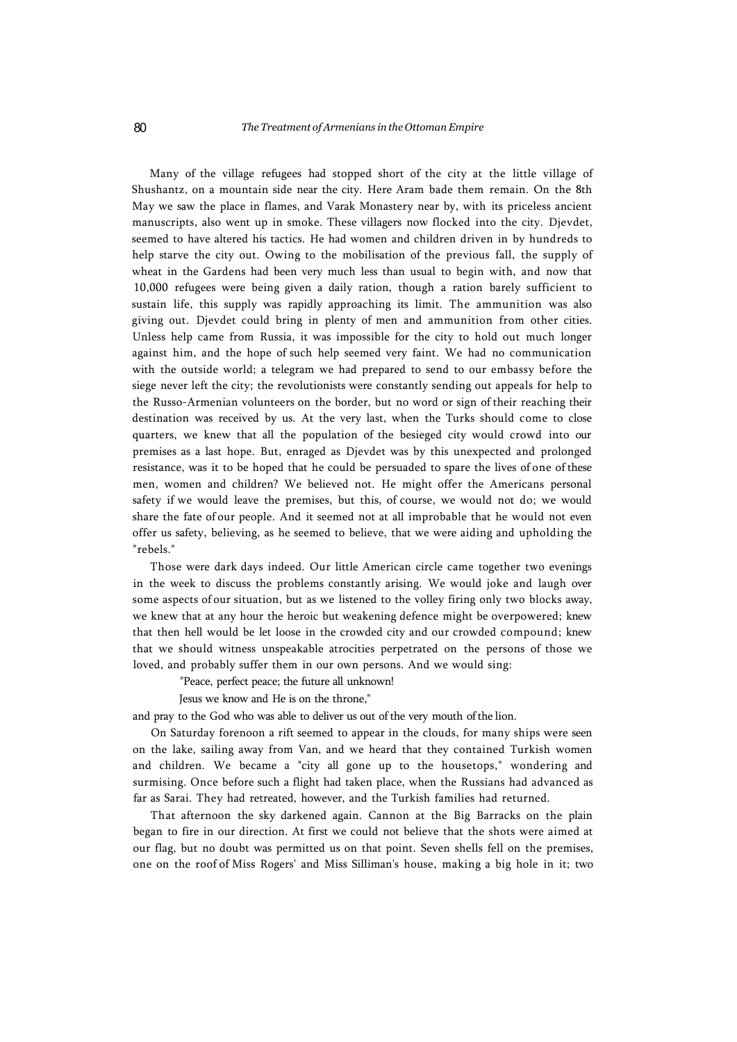Many of the village refugees had stopped short of the city at the little village of Shushantz, on a mountain side near the city. Here Aram bade them remain. On the 8th May we saw the place in flames, and Varak Monastery near by, with its priceless ancient manuscripts, also went up in smoke. These villagers now flocked into the city. Djevdet, seemed to have altered his tactics. He had women and children driven in by hundreds to help starve the city out. Owing to the mobilisation of the previous fall, the supply of wheat in the Gardens had been very much less than usual to begin with, and now that 10,000 refugees were being given a daily ration, though a ration barely sufficient to sustain life, this supply was rapidly approaching its limit. The ammunition was also giving out. Djevdet could bring in plenty of men and ammunition from other cities. Unless help came from Russia, it was impossible for the city to hold out much longer against him, and the hope of such help seemed very faint. We had no communication with the outside world; a telegram we had prepared to send to our embassy before the siege never left the city; the revolutionists were constantly sending out appeals for help to the Russo-Armenian volunteers on the border, but no word or sign of their reaching their destination was received by us. At the very last, when the Turks should come to close quarters, we knew that all the population of the besieged city would crowd into our premises as a last hope. But, enraged as Djevdet was by this unexpected and prolonged resistance, was it to be hoped that he could be persuaded to spare the lives of one of these men, women and children? We believed not. He might offer the Americans personal safety if we would leave the premises, but this, of course, we would not do; we would share the fate of our people. And it seemed not at all improbable that he would not even offer us safety, believing, as he seemed to believe, that we were aiding and upholding the "rebels."

Those were dark days indeed. Our little American circle came together two evenings in the week to discuss the problems constantly arising. We would joke and laugh over some aspects of our situation, but as we listened to the volley firing only two blocks away, we knew that at any hour the heroic but weakening defence might be overpowered; knew that then hell would be let loose in the crowded city and our crowded compound; knew that we should witness unspeakable atrocities perpetrated on the persons of those we loved, and probably suffer them in our own persons. And we would sing:

> "Peace, perfect peace; the future all unknown!
> Jesus we know and He is on the throne,"

and pray to the God who was able to deliver us out of the very mouth of the lion.

On Saturday forenoon a rift seemed to appear in the clouds, for many ships were seen on the lake, sailing away from Van, and we heard that they contained Turkish women and children. We became a "city all gone up to the housetops," wondering and surmising. Once before such a flight had taken place, when the Russians had advanced as far as Sarai. They had retreated, however, and the Turkish families had returned.

That afternoon the sky darkened again. Cannon at the Big Barracks on the plain began to fire in our direction. At first we could not believe that the shots were aimed at our flag, but no doubt was permitted us on that point. Seven shells fell on the premises, one on the roof of Miss Rogers' and Miss Silliman's house, making a big hole in it; two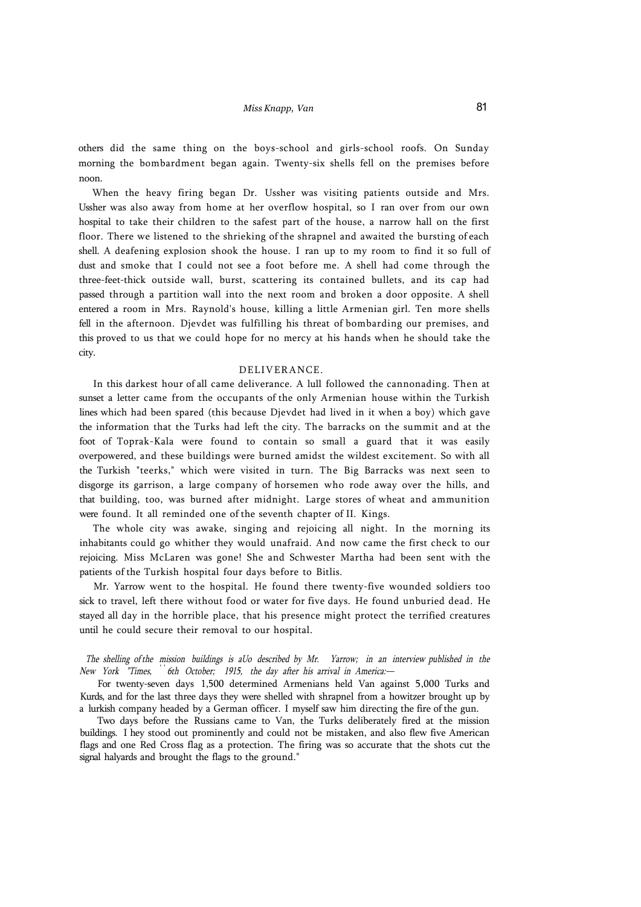others did the same thing on the boys-school and girls-school roofs. On Sunday morning the bombardment began again. Twenty-six shells fell on the premises before noon.

When the heavy firing began Dr. Ussher was visiting patients outside and Mrs. Ussher was also away from home at her overflow hospital, so I ran over from our own hospital to take their children to the safest part of the house, a narrow hall on the first floor. There we listened to the shrieking of the shrapnel and awaited the bursting of each shell. A deafening explosion shook the house. I ran up to my room to find it so full of dust and smoke that I could not see a foot before me. A shell had come through the three-feet-thick outside wall, burst, scattering its contained bullets, and its cap had passed through a partition wall into the next room and broken a door opposite. A shell entered a room in Mrs. Raynold's house, killing a little Armenian girl. Ten more shells fell in the afternoon. Djevdet was fulfilling his threat of bombarding our premises, and this proved to us that we could hope for no mercy at his hands when he should take the city.

## DELIVERANCE.

In this darkest hour of all came deliverance. A lull followed the cannonading. Then at sunset a letter came from the occupants of the only Armenian house within the Turkish lines which had been spared (this because Djevdet had lived in it when a boy) which gave the information that the Turks had left the city. The barracks on the summit and at the foot of Toprak-Kala were found to contain so small a guard that it was easily overpowered, and these buildings were burned amidst the wildest excitement. So with all the Turkish "teerks," which were visited in turn. The Big Barracks was next seen to disgorge its garrison, a large company of horsemen who rode away over the hills, and that building, too, was burned after midnight. Large stores of wheat and ammunition were found. It all reminded one of the seventh chapter of II. Kings.

The whole city was awake, singing and rejoicing all night. In the morning its inhabitants could go whither they would unafraid. And now came the first check to our rejoicing. Miss McLaren was gone! She and Schwester Martha had been sent with the patients of the Turkish hospital four days before to Bitlis.

Mr. Yarrow went to the hospital. He found there twenty-five wounded soldiers too sick to travel, left there without food or water for five days. He found unburied dead. He stayed all day in the horrible place, that his presence might protect the terrified creatures until he could secure their removal to our hospital.

*The shelling of the mission buildings is aUo described by Mr. Yarrow; in an interview published in the New York "Times, ``6th October; 1915, the day after his arrival in America:—*

For twenty-seven days 1,500 determined Armenians held Van against 5,000 Turks and Kurds, and for the last three days they were shelled with shrapnel from a howitzer brought up by a lurkish company headed by a German officer. I myself saw him directing the fire of the gun.

Two days before the Russians came to Van, the Turks deliberately fired at the mission buildings. I hey stood out prominently and could not be mistaken, and also flew five American flags and one Red Cross flag as a protection. The firing was so accurate that the shots cut the signal halyards and brought the flags to the ground."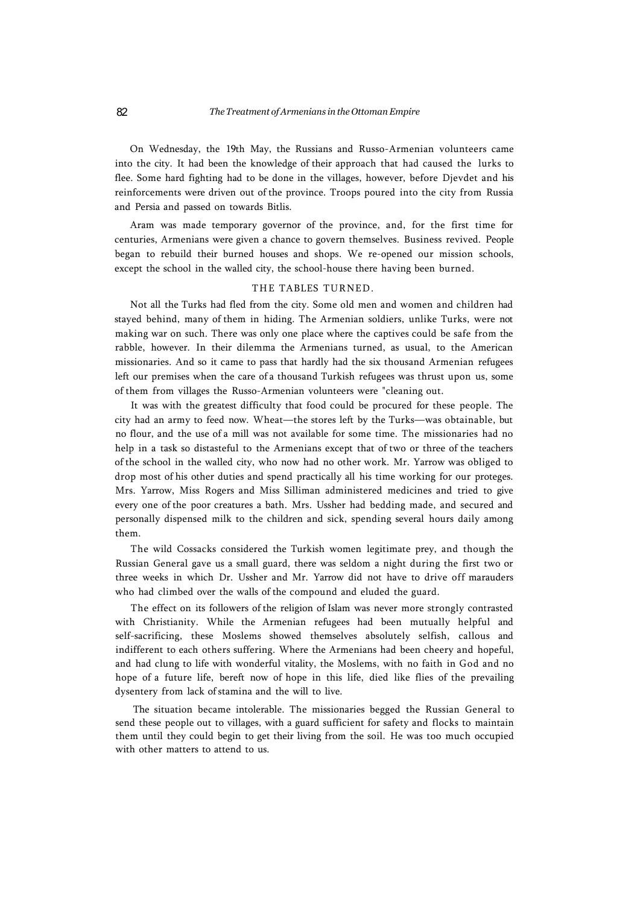On Wednesday, the 19th May, the Russians and Russo-Armenian volunteers came into the city. It had been the knowledge of their approach that had caused the lurks to flee. Some hard fighting had to be done in the villages, however, before Djevdet and his reinforcements were driven out of the province. Troops poured into the city from Russia and Persia and passed on towards Bitlis.

Aram was made temporary governor of the province, and, for the first time for centuries, Armenians were given a chance to govern themselves. Business revived. People began to rebuild their burned houses and shops. We re-opened our mission schools, except the school in the walled city, the school-house there having been burned.

## THE TABLES TURNED.

Not all the Turks had fled from the city. Some old men and women and children had stayed behind, many of them in hiding. The Armenian soldiers, unlike Turks, were not making war on such. There was only one place where the captives could be safe from the rabble, however. In their dilemma the Armenians turned, as usual, to the American missionaries. And so it came to pass that hardly had the six thousand Armenian refugees left our premises when the care of a thousand Turkish refugees was thrust upon us, some of them from villages the Russo-Armenian volunteers were "cleaning out.

It was with the greatest difficulty that food could be procured for these people. The city had an army to feed now. Wheat—the stores left by the Turks—was obtainable, but no flour, and the use of a mill was not available for some time. The missionaries had no help in a task so distasteful to the Armenians except that of two or three of the teachers of the school in the walled city, who now had no other work. Mr. Yarrow was obliged to drop most of his other duties and spend practically all his time working for our proteges. Mrs. Yarrow, Miss Rogers and Miss Silliman administered medicines and tried to give every one of the poor creatures a bath. Mrs. Ussher had bedding made, and secured and personally dispensed milk to the children and sick, spending several hours daily among them.

The wild Cossacks considered the Turkish women legitimate prey, and though the Russian General gave us a small guard, there was seldom a night during the first two or three weeks in which Dr. Ussher and Mr. Yarrow did not have to drive off marauders who had climbed over the walls of the compound and eluded the guard.

The effect on its followers of the religion of Islam was never more strongly contrasted with Christianity. While the Armenian refugees had been mutually helpful and self-sacrificing, these Moslems showed themselves absolutely selfish, callous and indifferent to each others suffering. Where the Armenians had been cheery and hopeful, and had clung to life with wonderful vitality, the Moslems, with no faith in God and no hope of a future life, bereft now of hope in this life, died like flies of the prevailing dysentery from lack of stamina and the will to live.

The situation became intolerable. The missionaries begged the Russian General to send these people out to villages, with a guard sufficient for safety and flocks to maintain them until they could begin to get their living from the soil. He was too much occupied with other matters to attend to us.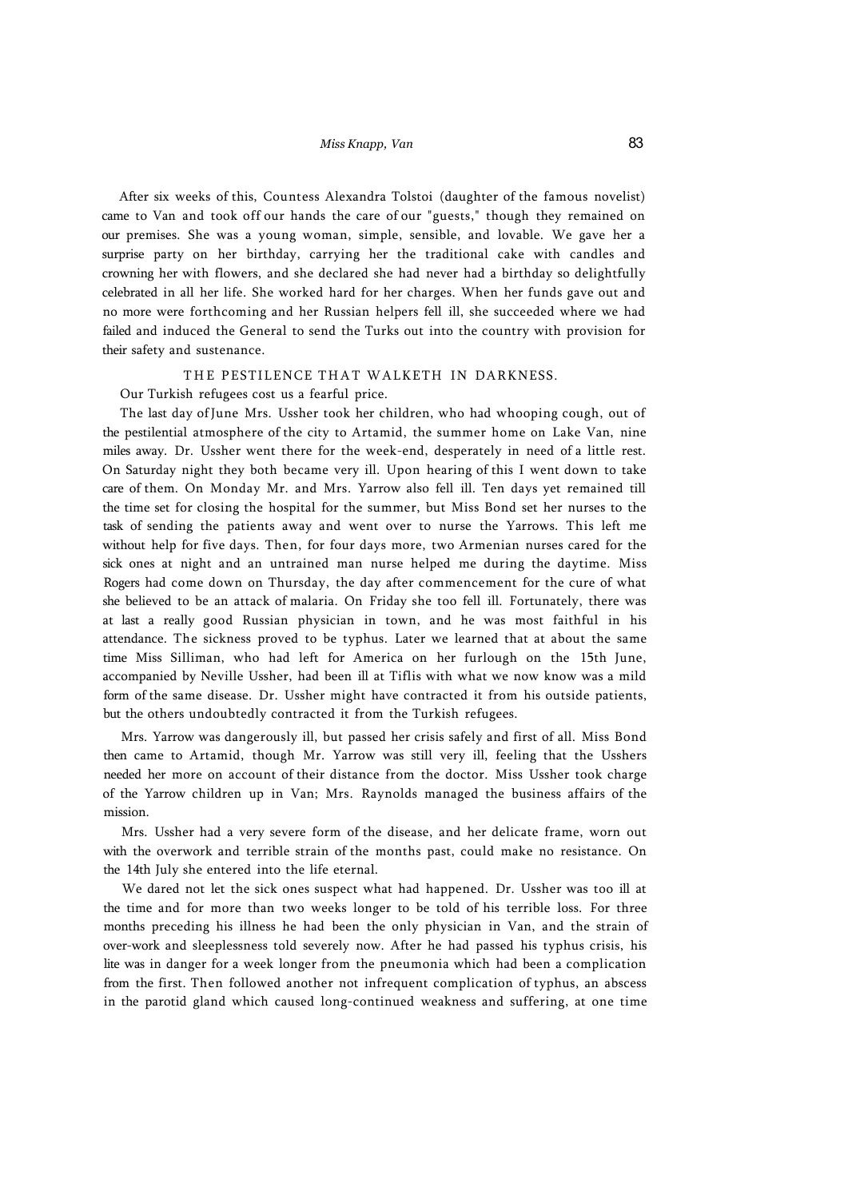After six weeks of this, Countess Alexandra Tolstoi (daughter of the famous novelist) came to Van and took off our hands the care of our "guests," though they remained on our premises. She was a young woman, simple, sensible, and lovable. We gave her a surprise party on her birthday, carrying her the traditional cake with candles and crowning her with flowers, and she declared she had never had a birthday so delightfully celebrated in all her life. She worked hard for her charges. When her funds gave out and no more were forthcoming and her Russian helpers fell ill, she succeeded where we had failed and induced the General to send the Turks out into the country with provision for their safety and sustenance.

## THE PESTILENCE THAT WALKETH IN DARKNESS.

Our Turkish refugees cost us a fearful price.

The last day of June Mrs. Ussher took her children, who had whooping cough, out of the pestilential atmosphere of the city to Artamid, the summer home on Lake Van, nine miles away. Dr. Ussher went there for the week-end, desperately in need of a little rest. On Saturday night they both became very ill. Upon hearing of this I went down to take care of them. On Monday Mr. and Mrs. Yarrow also fell ill. Ten days yet remained till the time set for closing the hospital for the summer, but Miss Bond set her nurses to the task of sending the patients away and went over to nurse the Yarrows. This left me without help for five days. Then, for four days more, two Armenian nurses cared for the sick ones at night and an untrained man nurse helped me during the daytime. Miss Rogers had come down on Thursday, the day after commencement for the cure of what she believed to be an attack of malaria. On Friday she too fell ill. Fortunately, there was at last a really good Russian physician in town, and he was most faithful in his attendance. The sickness proved to be typhus. Later we learned that at about the same time Miss Silliman, who had left for America on her furlough on the 15th June, accompanied by Neville Ussher, had been ill at Tiflis with what we now know was a mild form of the same disease. Dr. Ussher might have contracted it from his outside patients, but the others undoubtedly contracted it from the Turkish refugees.

Mrs. Yarrow was dangerously ill, but passed her crisis safely and first of all. Miss Bond then came to Artamid, though Mr. Yarrow was still very ill, feeling that the Usshers needed her more on account of their distance from the doctor. Miss Ussher took charge of the Yarrow children up in Van; Mrs. Raynolds managed the business affairs of the mission.

Mrs. Ussher had a very severe form of the disease, and her delicate frame, worn out with the overwork and terrible strain of the months past, could make no resistance. On the 14th July she entered into the life eternal.

We dared not let the sick ones suspect what had happened. Dr. Ussher was too ill at the time and for more than two weeks longer to be told of his terrible loss. For three months preceding his illness he had been the only physician in Van, and the strain of over-work and sleeplessness told severely now. After he had passed his typhus crisis, his lite was in danger for a week longer from the pneumonia which had been a complication from the first. Then followed another not infrequent complication of typhus, an abscess in the parotid gland which caused long-continued weakness and suffering, at one time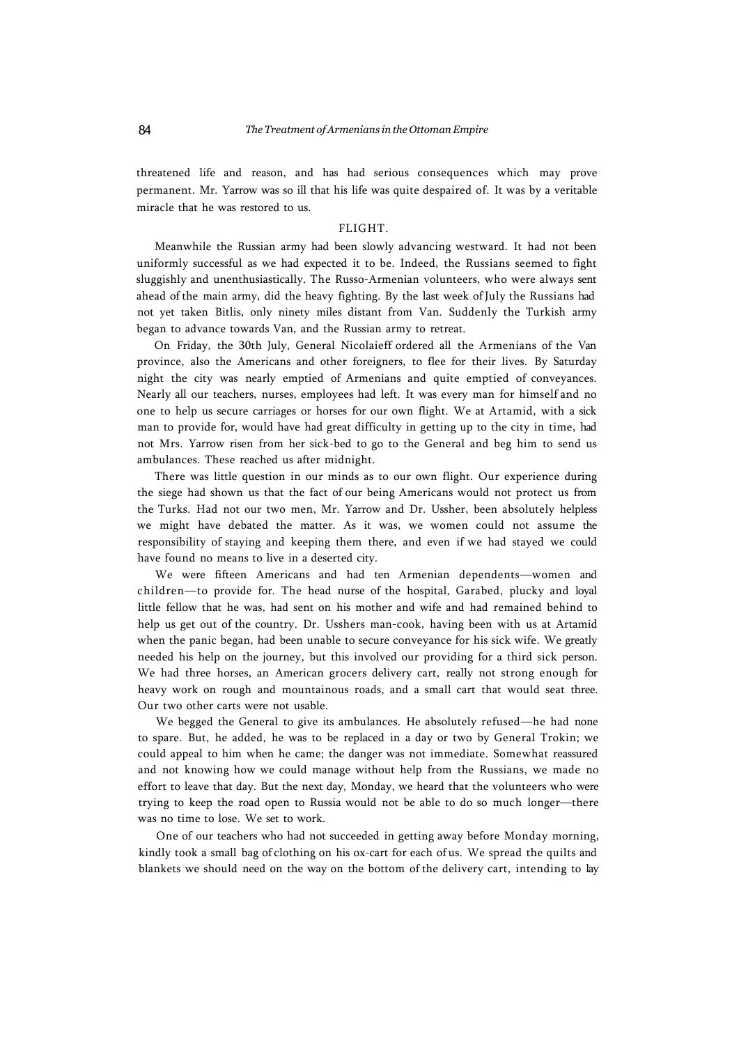threatened life and reason, and has had serious consequences which may prove permanent. Mr. Yarrow was so ill that his life was quite despaired of. It was by a veritable miracle that he was restored to us.

## FLIGHT.

Meanwhile the Russian army had been slowly advancing westward. It had not been uniformly successful as we had expected it to be. Indeed, the Russians seemed to fight sluggishly and unenthusiastically. The Russo-Armenian volunteers, who were always sent ahead of the main army, did the heavy fighting. By the last week of July the Russians had not yet taken Bitlis, only ninety miles distant from Van. Suddenly the Turkish army began to advance towards Van, and the Russian army to retreat.

On Friday, the 30th July, General Nicolaieff ordered all the Armenians of the Van province, also the Americans and other foreigners, to flee for their lives. By Saturday night the city was nearly emptied of Armenians and quite emptied of conveyances. Nearly all our teachers, nurses, employees had left. It was every man for himself and no one to help us secure carriages or horses for our own flight. We at Artamid, with a sick man to provide for, would have had great difficulty in getting up to the city in time, had not Mrs. Yarrow risen from her sick-bed to go to the General and beg him to send us ambulances. These reached us after midnight.

There was little question in our minds as to our own flight. Our experience during the siege had shown us that the fact of our being Americans would not protect us from the Turks. Had not our two men, Mr. Yarrow and Dr. Ussher, been absolutely helpless we might have debated the matter. As it was, we women could not assume the responsibility of staying and keeping them there, and even if we had stayed we could have found no means to live in a deserted city.

We were fifteen Americans and had ten Armenian dependents—women and children—to provide for. The head nurse of the hospital, Garabed, plucky and loyal little fellow that he was, had sent on his mother and wife and had remained behind to help us get out of the country. Dr. Usshers man-cook, having been with us at Artamid when the panic began, had been unable to secure conveyance for his sick wife. We greatly needed his help on the journey, but this involved our providing for a third sick person. We had three horses, an American grocers delivery cart, really not strong enough for heavy work on rough and mountainous roads, and a small cart that would seat three. Our two other carts were not usable.

We begged the General to give its ambulances. He absolutely refused—he had none to spare. But, he added, he was to be replaced in a day or two by General Trokin; we could appeal to him when he came; the danger was not immediate. Somewhat reassured and not knowing how we could manage without help from the Russians, we made no effort to leave that day. But the next day, Monday, we heard that the volunteers who were trying to keep the road open to Russia would not be able to do so much longer—there was no time to lose. We set to work.

One of our teachers who had not succeeded in getting away before Monday morning, kindly took a small bag of clothing on his ox-cart for each of us. We spread the quilts and blankets we should need on the way on the bottom of the delivery cart, intending to lay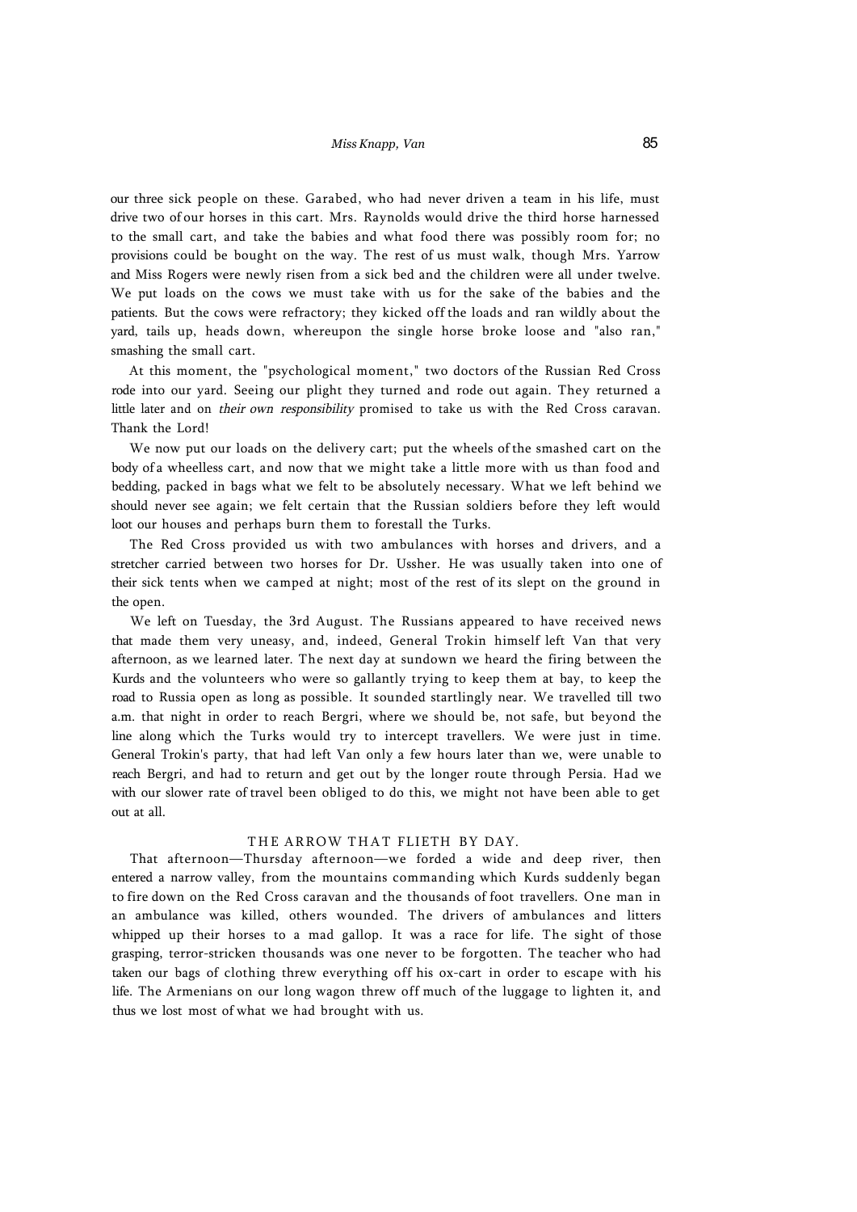our three sick people on these. Garabed, who had never driven a team in his life, must drive two of our horses in this cart. Mrs. Raynolds would drive the third horse harnessed to the small cart, and take the babies and what food there was possibly room for; no provisions could be bought on the way. The rest of us must walk, though Mrs. Yarrow and Miss Rogers were newly risen from a sick bed and the children were all under twelve. We put loads on the cows we must take with us for the sake of the babies and the patients. But the cows were refractory; they kicked off the loads and ran wildly about the yard, tails up, heads down, whereupon the single horse broke loose and "also ran," smashing the small cart.

At this moment, the "psychological moment," two doctors of the Russian Red Cross rode into our yard. Seeing our plight they turned and rode out again. They returned a little later and on *their own responsibility* promised to take us with the Red Cross caravan. Thank the Lord!

We now put our loads on the delivery cart; put the wheels of the smashed cart on the body of a wheelless cart, and now that we might take a little more with us than food and bedding, packed in bags what we felt to be absolutely necessary. What we left behind we should never see again; we felt certain that the Russian soldiers before they left would loot our houses and perhaps burn them to forestall the Turks.

The Red Cross provided us with two ambulances with horses and drivers, and a stretcher carried between two horses for Dr. Ussher. He was usually taken into one of their sick tents when we camped at night; most of the rest of its slept on the ground in the open.

We left on Tuesday, the 3rd August. The Russians appeared to have received news that made them very uneasy, and, indeed, General Trokin himself left Van that very afternoon, as we learned later. The next day at sundown we heard the firing between the Kurds and the volunteers who were so gallantly trying to keep them at bay, to keep the road to Russia open as long as possible. It sounded startlingly near. We travelled till two a.m. that night in order to reach Bergri, where we should be, not safe, but beyond the line along which the Turks would try to intercept travellers. We were just in time. General Trokin's party, that had left Van only a few hours later than we, were unable to reach Bergri, and had to return and get out by the longer route through Persia. Had we with our slower rate of travel been obliged to do this, we might not have been able to get out at all.

### THE ARROW THAT FLIETH BY DAY.

That afternoon—Thursday afternoon—we forded a wide and deep river, then entered a narrow valley, from the mountains commanding which Kurds suddenly began to fire down on the Red Cross caravan and the thousands of foot travellers. One man in an ambulance was killed, others wounded. The drivers of ambulances and litters whipped up their horses to a mad gallop. It was a race for life. The sight of those grasping, terror-stricken thousands was one never to be forgotten. The teacher who had taken our bags of clothing threw everything off his ox-cart in order to escape with his life. The Armenians on our long wagon threw off much of the luggage to lighten it, and thus we lost most of what we had brought with us.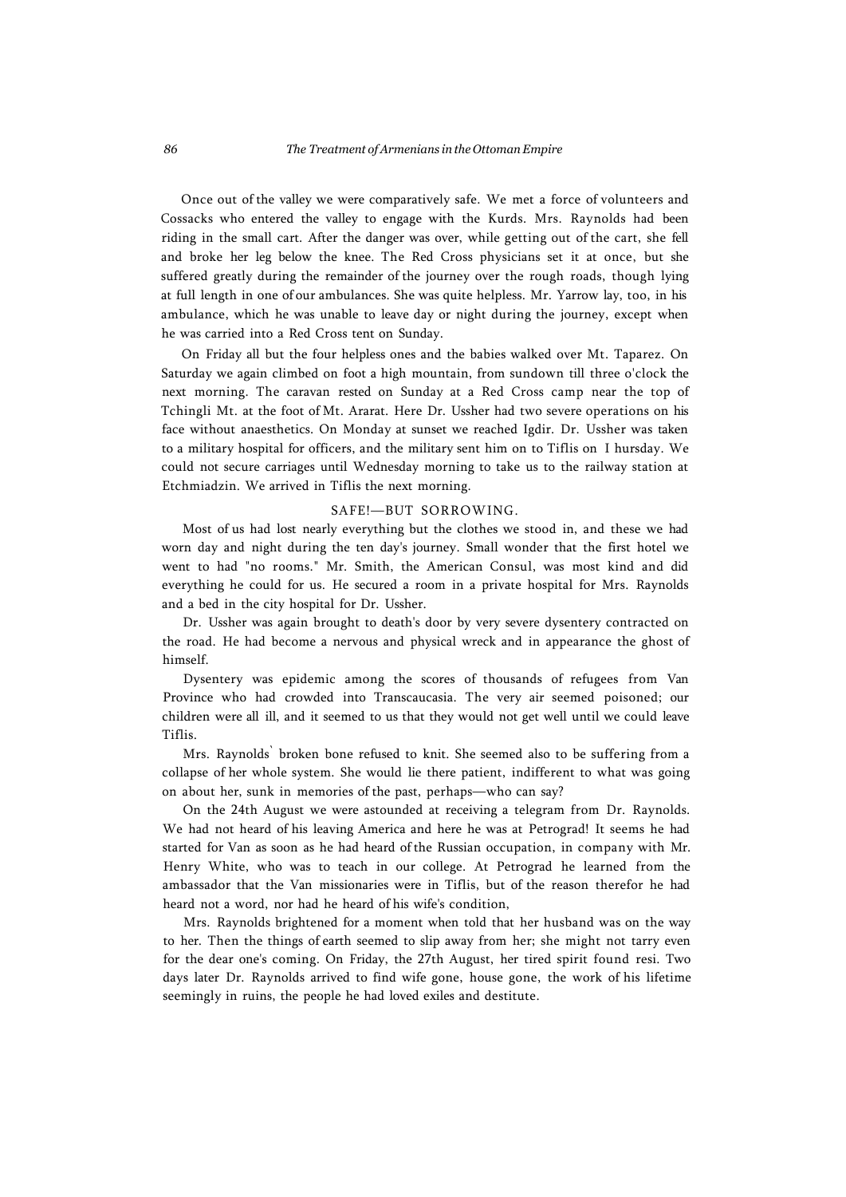Once out of the valley we were comparatively safe. We met a force of volunteers and Cossacks who entered the valley to engage with the Kurds. Mrs. Raynolds had been riding in the small cart. After the danger was over, while getting out of the cart, she fell and broke her leg below the knee. The Red Cross physicians set it at once, but she suffered greatly during the remainder of the journey over the rough roads, though lying at full length in one of our ambulances. She was quite helpless. Mr. Yarrow lay, too, in his ambulance, which he was unable to leave day or night during the journey, except when he was carried into a Red Cross tent on Sunday.

On Friday all but the four helpless ones and the babies walked over Mt. Taparez. On Saturday we again climbed on foot a high mountain, from sundown till three o'clock the next morning. The caravan rested on Sunday at a Red Cross camp near the top of Tchingli Mt. at the foot of Mt. Ararat. Here Dr. Ussher had two severe operations on his face without anaesthetics. On Monday at sunset we reached Igdir. Dr. Ussher was taken to a military hospital for officers, and the military sent him on to Tiflis on I hursday. We could not secure carriages until Wednesday morning to take us to the railway station at Etchmiadzin. We arrived in Tiflis the next morning.

## SAFE!—BUT SORROWING.

Most of us had lost nearly everything but the clothes we stood in, and these we had worn day and night during the ten day's journey. Small wonder that the first hotel we went to had "no rooms." Mr. Smith, the American Consul, was most kind and did everything he could for us. He secured a room in a private hospital for Mrs. Raynolds and a bed in the city hospital for Dr. Ussher.

Dr. Ussher was again brought to death's door by very severe dysentery contracted on the road. He had become a nervous and physical wreck and in appearance the ghost of himself.

Dysentery was epidemic among the scores of thousands of refugees from Van Province who had crowded into Transcaucasia. The very air seemed poisoned; our children were all ill, and it seemed to us that they would not get well until we could leave Tiflis.

Mrs. Raynolds` broken bone refused to knit. She seemed also to be suffering from a collapse of her whole system. She would lie there patient, indifferent to what was going on about her, sunk in memories of the past, perhaps—who can say?

On the 24th August we were astounded at receiving a telegram from Dr. Raynolds. We had not heard of his leaving America and here he was at Petrograd! It seems he had started for Van as soon as he had heard of the Russian occupation, in company with Mr. Henry White, who was to teach in our college. At Petrograd he learned from the ambassador that the Van missionaries were in Tiflis, but of the reason therefor he had heard not a word, nor had he heard of his wife's condition,

Mrs. Raynolds brightened for a moment when told that her husband was on the way to her. Then the things of earth seemed to slip away from her; she might not tarry even for the dear one's coming. On Friday, the 27th August, her tired spirit found resi. Two days later Dr. Raynolds arrived to find wife gone, house gone, the work of his lifetime seemingly in ruins, the people he had loved exiles and destitute.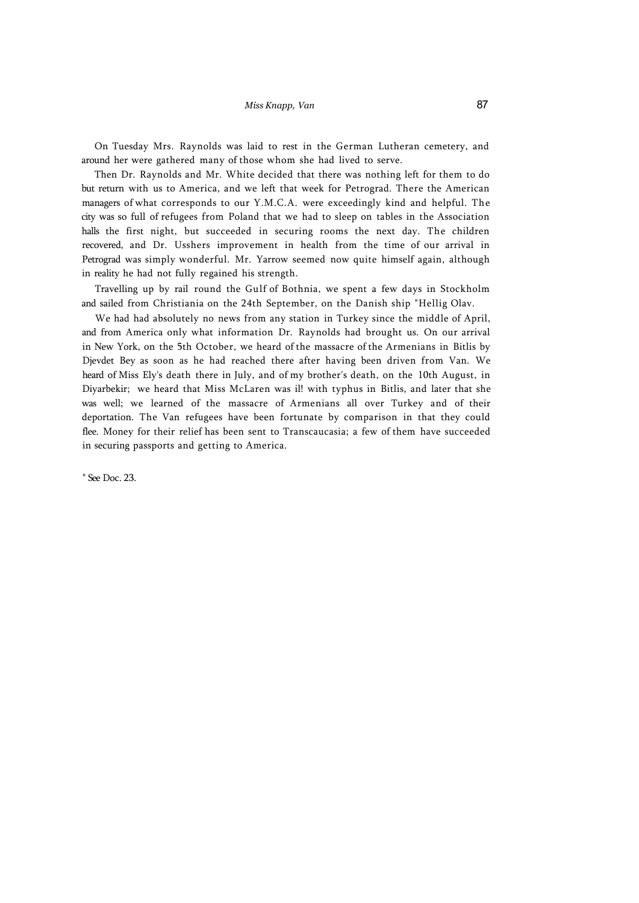On Tuesday Mrs. Raynolds was laid to rest in the German Lutheran cemetery, and around her were gathered many of those whom she had lived to serve.

Then Dr. Raynolds and Mr. White decided that there was nothing left for them to do but return with us to America, and we left that week for Petrograd. There the American managers of what corresponds to our Y.M.C.A. were exceedingly kind and helpful. The city was so full of refugees from Poland that we had to sleep on tables in the Association halls the first night, but succeeded in securing rooms the next day. The children recovered, and Dr. Usshers improvement in health from the time of our arrival in Petrograd was simply wonderful. Mr. Yarrow seemed now quite himself again, although in reality he had not fully regained his strength.

Travelling up by rail round the Gulf of Bothnia, we spent a few days in Stockholm and sailed from Christiania on the 24th September, on the Danish ship "Hellig Olav.

We had had absolutely no news from any station in Turkey since the middle of April, and from America only what information Dr. Raynolds had brought us. On our arrival in New York, on the 5th October, we heard of the massacre of the Armenians in Bitlis by Djevdet Bey as soon as he had reached there after having been driven from Van. We heard of Miss Ely's death there in July, and of my brother's death, on the 10th August, in Diyarbekir; we heard that Miss McLaren was il! with typhus in Bitlis, and later that she was well; we learned of the massacre of Armenians all over Turkey and of their deportation. The Van refugees have been fortunate by comparison in that they could flee. Money for their relief has been sent to Transcaucasia; a few of them have succeeded in securing passports and getting to America.

" See Doc. 23.